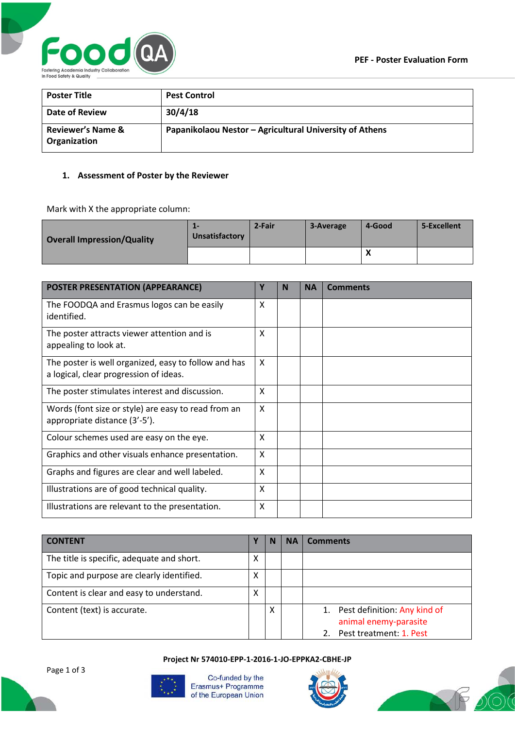**PEF - Poster Evaluation Form**

| Poster Title | Pest Control |
|---|---|
| Date of Review | 30/4/18 |
| Reviewer's Name & Organization | Papanikolaou Nestor – Agricultural University of Athens |

### 1. Assessment of Poster by the Reviewer

Mark with X the appropriate column:

| Overall Impression/Quality | 1-Unsatisfactory | 2-Fair | 3-Average | 4-Good | 5-Excellent |
|---|---|---|---|---|---|
| | | | | X | |

| POSTER PRESENTATION (APPEARANCE) | Y | N | NA | Comments |
|---|---|---|---|---|
| The FOODQA and Erasmus logos can be easily identified. | X | | | |
| The poster attracts viewer attention and is appealing to look at. | X | | | |
| The poster is well organized, easy to follow and has a logical, clear progression of ideas. | X | | | |
| The poster stimulates interest and discussion. | X | | | |
| Words (font size or style) are easy to read from an appropriate distance (3'-5'). | X | | | |
| Colour schemes used are easy on the eye. | X | | | |
| Graphics and other visuals enhance presentation. | X | | | |
| Graphs and figures are clear and well labeled. | X | | | |
| Illustrations are of good technical quality. | X | | | |
| Illustrations are relevant to the presentation. | X | | | |

| CONTENT | Y | N | NA | Comments |
|---|---|---|---|---|
| The title is specific, adequate and short. | X | | | |
| Topic and purpose are clearly identified. | X | | | |
| Content is clear and easy to understand. | X | | | |
| Content (text) is accurate. | | X | | 1. Pest definition: Any kind of animal enemy-parasite<br>2. Pest treatment: 1. Pest |

Project Nr 574010-EPP-1-2016-1-JO-EPPKA2-CBHE-JP

Co-funded by the Erasmus+ Programme of the European Union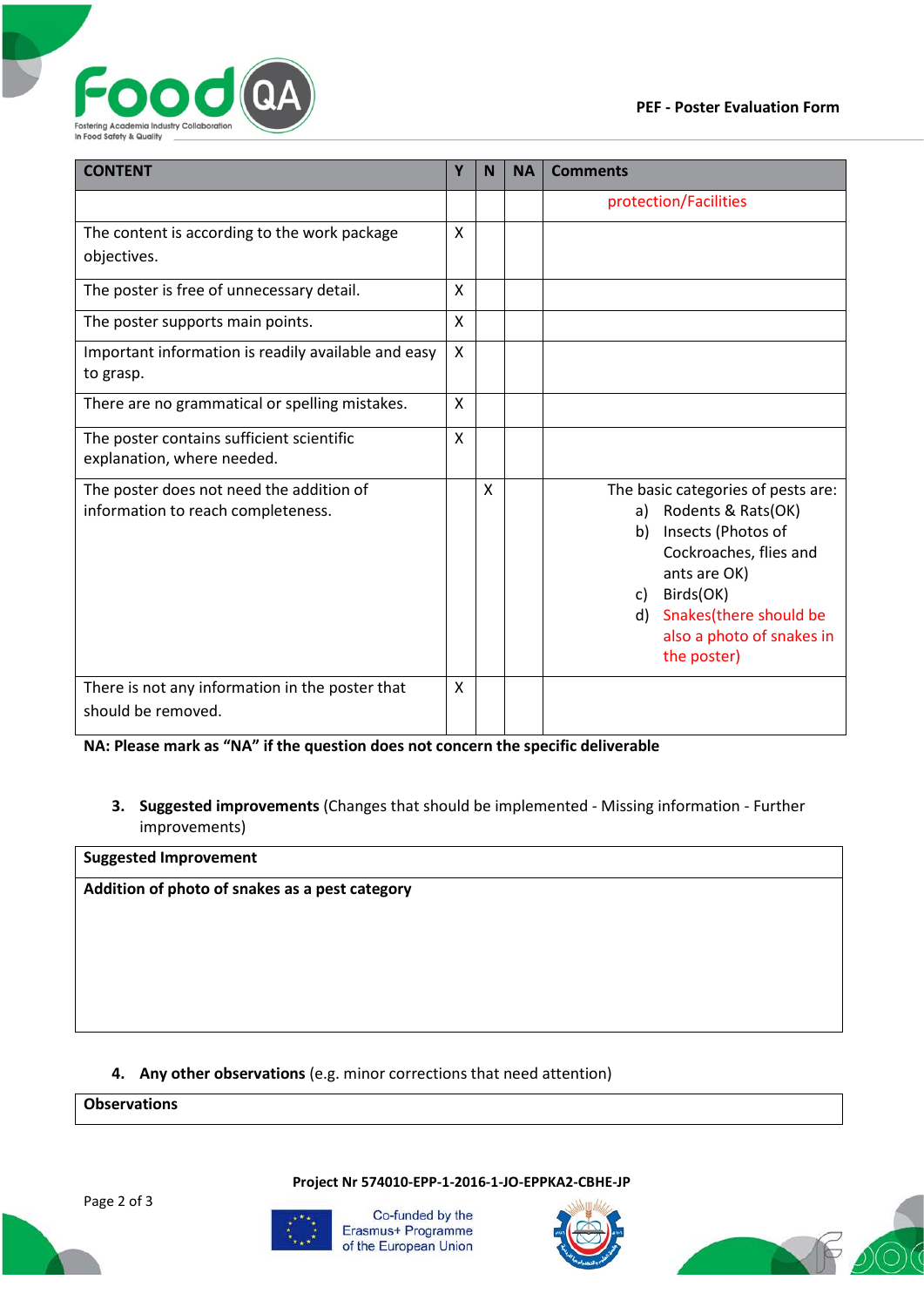| CONTENT | Y | N | NA | Comments |
|---|---|---|---|---|
| | | | | protection/Facilities |
| The content is according to the work package objectives. | X | | | |
| The poster is free of unnecessary detail. | X | | | |
| The poster supports main points. | X | | | |
| Important information is readily available and easy to grasp. | X | | | |
| There are no grammatical or spelling mistakes. | X | | | |
| The poster contains sufficient scientific explanation, where needed. | X | | | |
| The poster does not need the addition of information to reach completeness. | | X | | The basic categories of pests are: a) Rodents & Rats(OK) b) Insects (Photos of Cockroaches, flies and ants are OK) c) Birds(OK) d) Snakes(there should be also a photo of snakes in the poster) |
| There is not any information in the poster that should be removed. | X | | | |

**NA: Please mark as "NA" if the question does not concern the specific deliverable**

3. **Suggested improvements** (Changes that should be implemented - Missing information - Further improvements)

| Suggested Improvement |
|---|
| **Addition of photo of snakes as a pest category** |

4. **Any other observations** (e.g. minor corrections that need attention)

| Observations |
|---|
| |

**Project Nr 574010-EPP-1-2016-1-JO-EPPKA2-CBHE-JP**

Co-funded by the Erasmus+ Programme of the European Union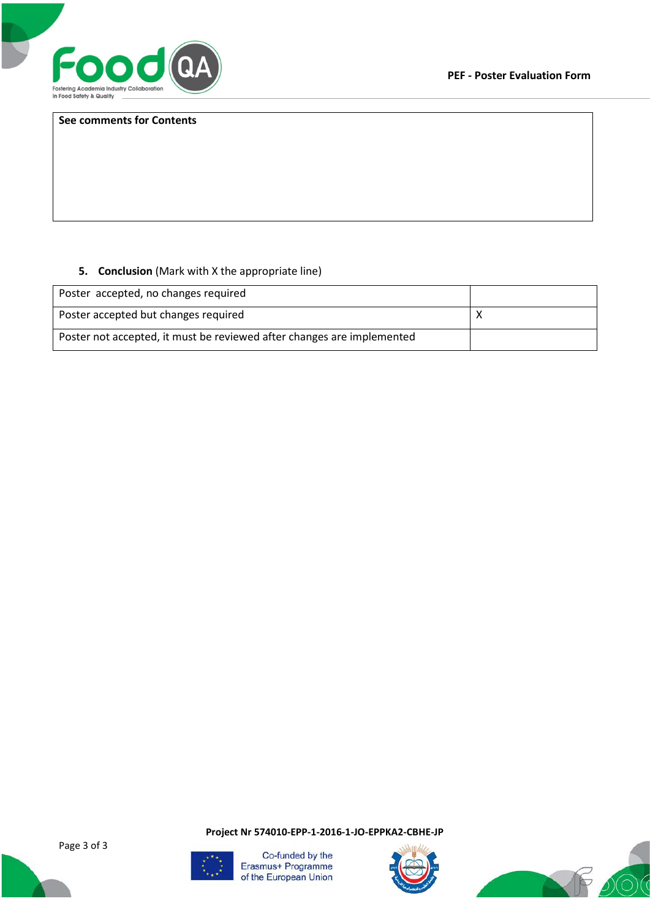**See comments for Contents**

5. **Conclusion** (Mark with X the appropriate line)

| | |
|---|---|
| Poster accepted, no changes required | |
| Poster accepted but changes required | X |
| Poster not accepted, it must be reviewed after changes are implemented | |